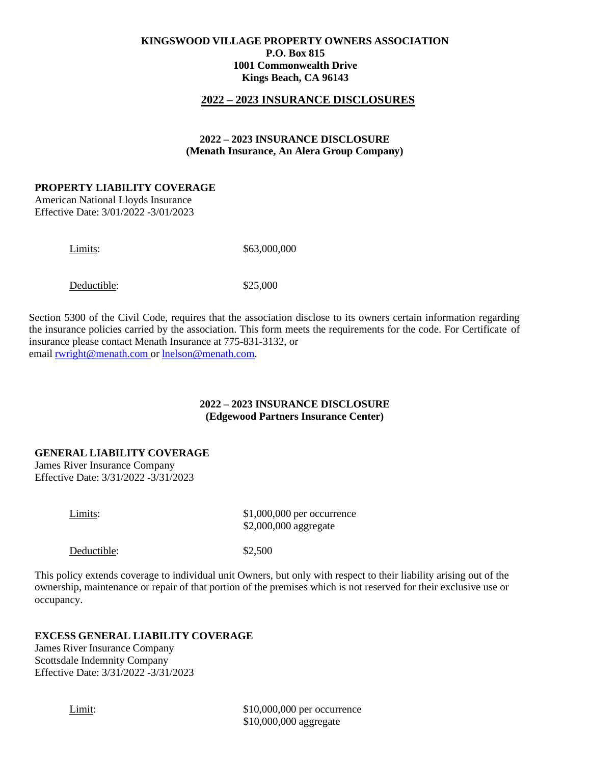**KINGSWOOD VILLAGE PROPERTY OWNERS ASSOCIATION**
**P.O. Box 815**
**1001 Commonwealth Drive**
**Kings Beach, CA 96143**

# 2022 – 2023 INSURANCE DISCLOSURES

## 2022 – 2023 INSURANCE DISCLOSURE (Menath Insurance, An Alera Group Company)

**PROPERTY LIABILITY COVERAGE**
American National Lloyds Insurance
Effective Date: 3/01/2022 -3/01/2023

Limits: $63,000,000

Deductible: $25,000

Section 5300 of the Civil Code, requires that the association disclose to its owners certain information regarding the insurance policies carried by the association. This form meets the requirements for the code. For Certificate of insurance please contact Menath Insurance at 775-831-3132, or email rwright@menath.com or lnelson@menath.com.

## 2022 – 2023 INSURANCE DISCLOSURE (Edgewood Partners Insurance Center)

**GENERAL LIABILITY COVERAGE**
James River Insurance Company
Effective Date: 3/31/2022 -3/31/2023

Limits: $1,000,000 per occurrence
$2,000,000 aggregate

Deductible: $2,500

This policy extends coverage to individual unit Owners, but only with respect to their liability arising out of the ownership, maintenance or repair of that portion of the premises which is not reserved for their exclusive use or occupancy.

**EXCESS GENERAL LIABILITY COVERAGE**
James River Insurance Company
Scottsdale Indemnity Company
Effective Date: 3/31/2022 -3/31/2023

Limit: $10,000,000 per occurrence
$10,000,000 aggregate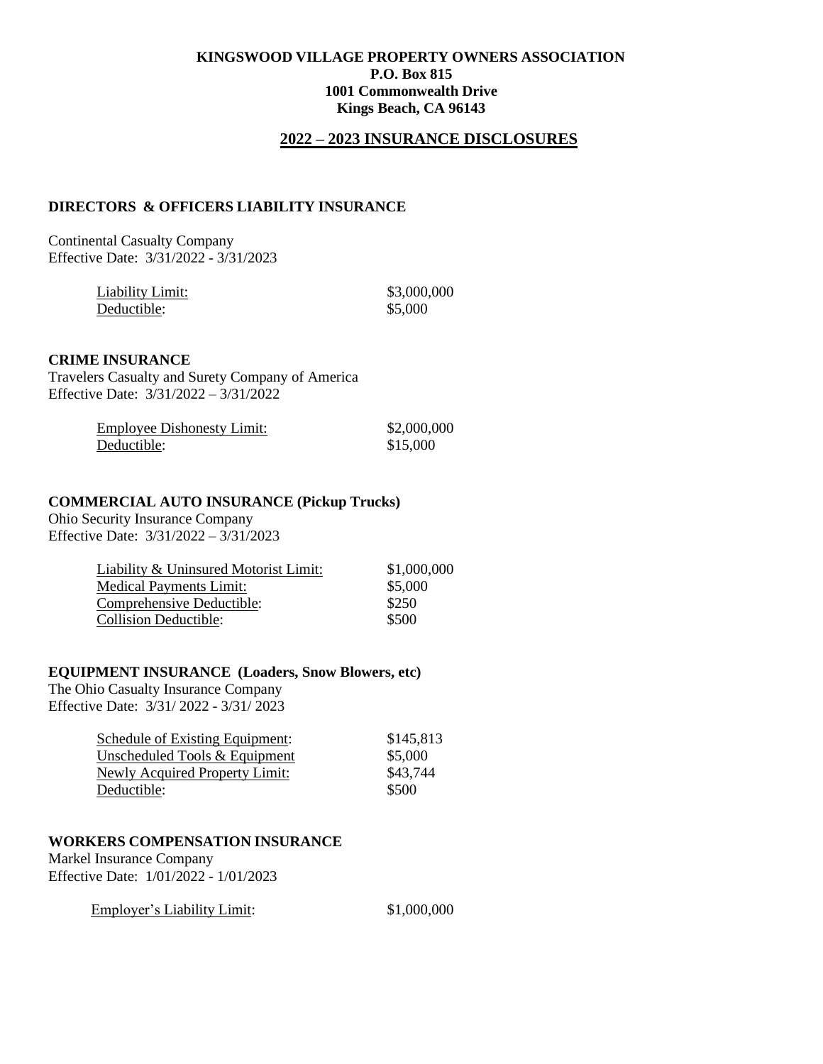**KINGSWOOD VILLAGE PROPERTY OWNERS ASSOCIATION**
**P.O. Box 815**
**1001 Commonwealth Drive**
**Kings Beach, CA 96143**

## 2022 – 2023 INSURANCE DISCLOSURES

### DIRECTORS & OFFICERS LIABILITY INSURANCE

Continental Casualty Company
Effective Date: 3/31/2022 - 3/31/2023

| | |
|---|---|
| Liability Limit: | $3,000,000 |
| Deductible: | $5,000 |

### CRIME INSURANCE

Travelers Casualty and Surety Company of America
Effective Date: 3/31/2022 – 3/31/2022

| | |
|---|---|
| Employee Dishonesty Limit: | $2,000,000 |
| Deductible: | $15,000 |

### COMMERCIAL AUTO INSURANCE (Pickup Trucks)

Ohio Security Insurance Company
Effective Date: 3/31/2022 – 3/31/2023

| | |
|---|---|
| Liability & Uninsured Motorist Limit: | $1,000,000 |
| Medical Payments Limit: | $5,000 |
| Comprehensive Deductible: | $250 |
| Collision Deductible: | $500 |

### EQUIPMENT INSURANCE (Loaders, Snow Blowers, etc)

The Ohio Casualty Insurance Company
Effective Date: 3/31/ 2022 - 3/31/ 2023

| | |
|---|---|
| Schedule of Existing Equipment: | $145,813 |
| Unscheduled Tools & Equipment | $5,000 |
| Newly Acquired Property Limit: | $43,744 |
| Deductible: | $500 |

### WORKERS COMPENSATION INSURANCE

Markel Insurance Company
Effective Date: 1/01/2022 - 1/01/2023

| | |
|---|---|
| Employer's Liability Limit: | $1,000,000 |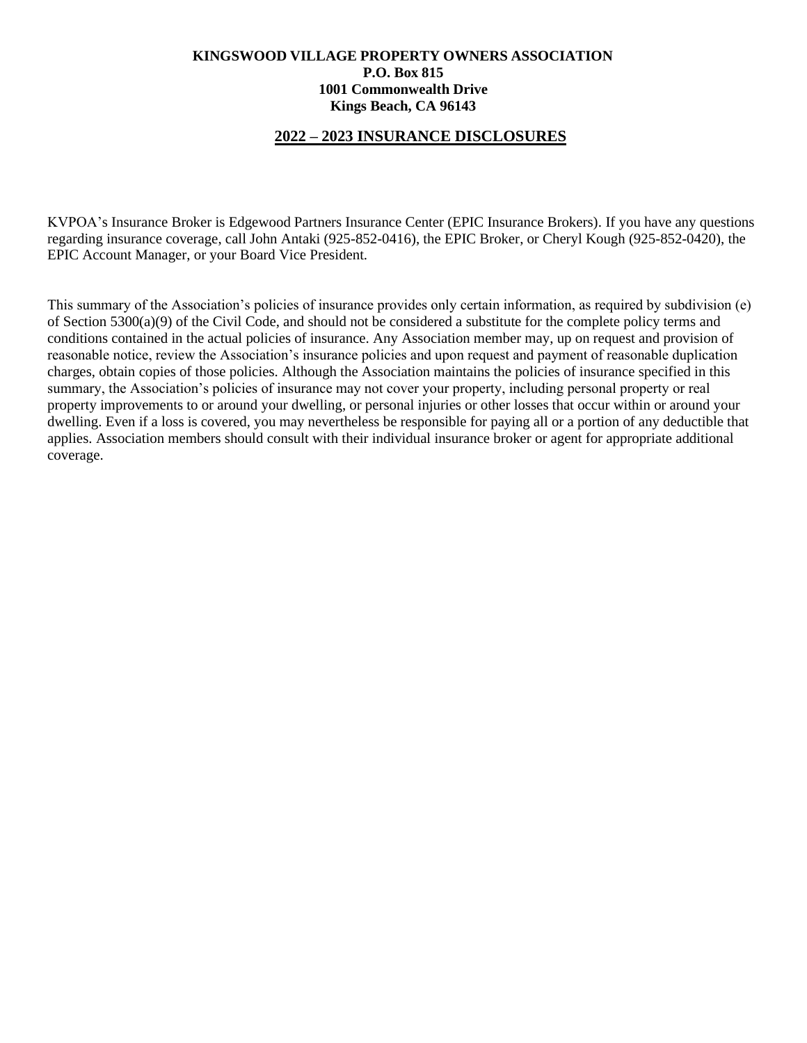**KINGSWOOD VILLAGE PROPERTY OWNERS ASSOCIATION**
**P.O. Box 815**
**1001 Commonwealth Drive**
**Kings Beach, CA 96143**

## 2022 – 2023 INSURANCE DISCLOSURES

KVPOA's Insurance Broker is Edgewood Partners Insurance Center (EPIC Insurance Brokers). If you have any questions regarding insurance coverage, call John Antaki (925-852-0416), the EPIC Broker, or Cheryl Kough (925-852-0420), the EPIC Account Manager, or your Board Vice President.

This summary of the Association's policies of insurance provides only certain information, as required by subdivision (e) of Section 5300(a)(9) of the Civil Code, and should not be considered a substitute for the complete policy terms and conditions contained in the actual policies of insurance. Any Association member may, up on request and provision of reasonable notice, review the Association's insurance policies and upon request and payment of reasonable duplication charges, obtain copies of those policies. Although the Association maintains the policies of insurance specified in this summary, the Association's policies of insurance may not cover your property, including personal property or real property improvements to or around your dwelling, or personal injuries or other losses that occur within or around your dwelling. Even if a loss is covered, you may nevertheless be responsible for paying all or a portion of any deductible that applies. Association members should consult with their individual insurance broker or agent for appropriate additional coverage.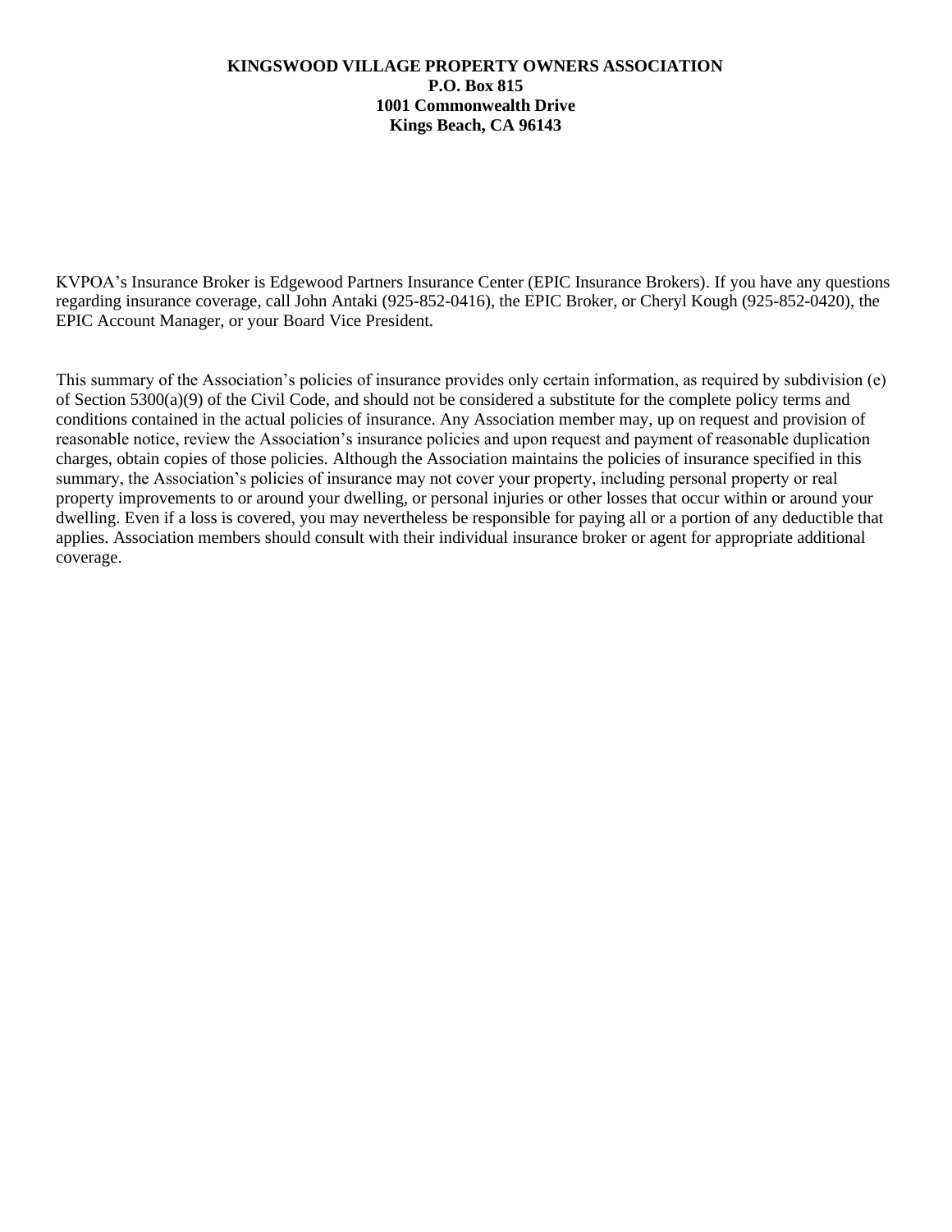**KINGSWOOD VILLAGE PROPERTY OWNERS ASSOCIATION**
**P.O. Box 815**
**1001 Commonwealth Drive**
**Kings Beach, CA 96143**

KVPOA’s Insurance Broker is Edgewood Partners Insurance Center (EPIC Insurance Brokers). If you have any questions regarding insurance coverage, call John Antaki (925-852-0416), the EPIC Broker, or Cheryl Kough (925-852-0420), the EPIC Account Manager, or your Board Vice President.

This summary of the Association’s policies of insurance provides only certain information, as required by subdivision (e) of Section 5300(a)(9) of the Civil Code, and should not be considered a substitute for the complete policy terms and conditions contained in the actual policies of insurance. Any Association member may, up on request and provision of reasonable notice, review the Association’s insurance policies and upon request and payment of reasonable duplication charges, obtain copies of those policies. Although the Association maintains the policies of insurance specified in this summary, the Association’s policies of insurance may not cover your property, including personal property or real property improvements to or around your dwelling, or personal injuries or other losses that occur within or around your dwelling. Even if a loss is covered, you may nevertheless be responsible for paying all or a portion of any deductible that applies. Association members should consult with their individual insurance broker or agent for appropriate additional coverage.